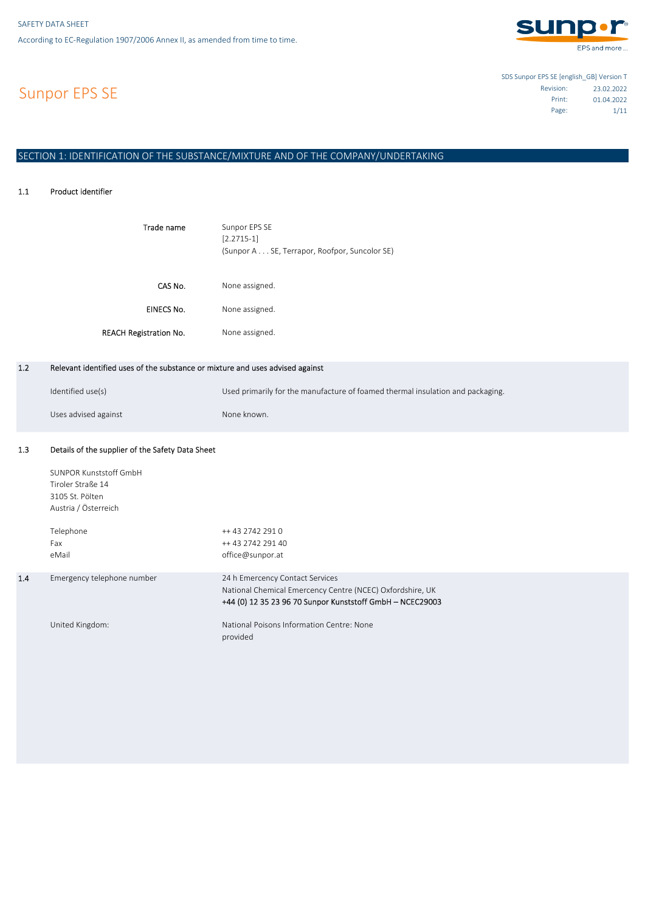SAFETY DATA SHEET

According to EC-Regulation 1907/2006 Annex II, as amended from time to time.

# Sunpor EPS SE

SDS Sunpor EPS SE [english_GB] Version T

| | |
|---|---|
| Revision: | 23.02.2022 |
| Print: | 01.04.2022 |

## SECTION 1: IDENTIFICATION OF THE SUBSTANCE/MIXTURE AND OF THE COMPANY/UNDERTAKING

### 1.1 Product identifier

| | |
|---|---|
| Trade name | Sunpor EPS SE<br>[2.2715-1]<br>(Sunpor A . . . SE, Terrapor, Roofpor, Suncolor SE) |
| CAS No. | None assigned. |
| EINECS No. | None assigned. |
| REACH Registration No. | None assigned. |

### 1.2 Relevant identified uses of the substance or mixture and uses advised against

| | |
|---|---|
| Identified use(s) | Used primarily for the manufacture of foamed thermal insulation and packaging. |
| Uses advised against | None known. |

### 1.3 Details of the supplier of the Safety Data Sheet

SUNPOR Kunststoff GmbH
Tiroler Straße 14
3105 St. Pölten
Austria / Österreich

| | |
|---|---|
| Telephone | ++ 43 2742 291 0 |
| Fax | ++ 43 2742 291 40 |
| eMail | office@sunpor.at |

### 1.4 Emergency telephone number

24 h Emercency Contact Services
National Chemical Emercency Centre (NCEC) Oxfordshire, UK
+44 (0) 12 35 23 96 70 Sunpor Kunststoff GmbH – NCEC29003

United Kingdom: National Poisons Information Centre: None provided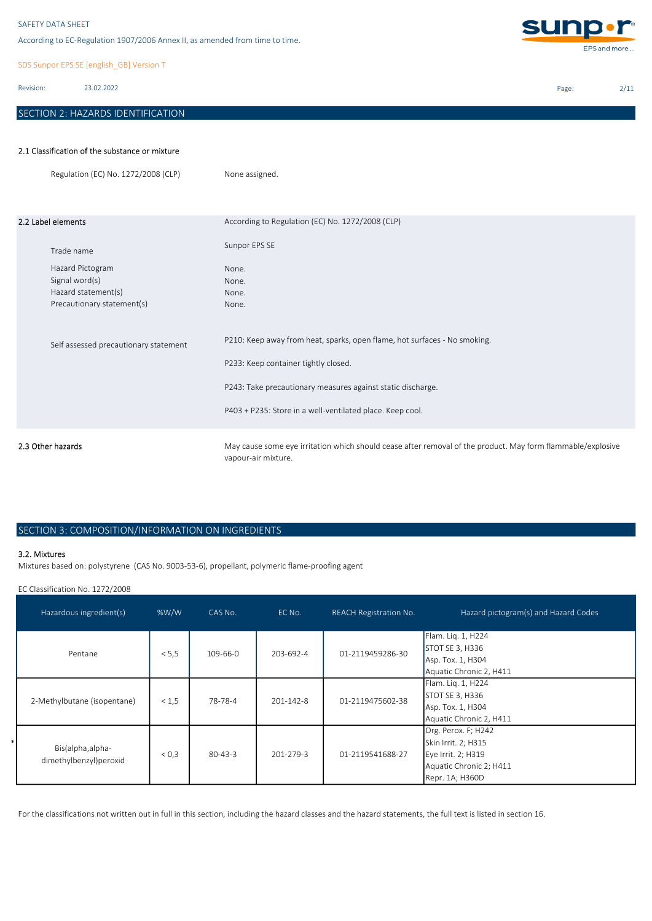## SECTION 2: HAZARDS IDENTIFICATION

### 2.1 Classification of the substance or mixture

| | |
|---|---|
| Regulation (EC) No. 1272/2008 (CLP) | None assigned. |

### 2.2 Label elements

According to Regulation (EC) No. 1272/2008 (CLP)

| | |
|---|---|
| Trade name | Sunpor EPS SE |
| Hazard Pictogram | None. |
| Signal word(s) | None. |
| Hazard statement(s) | None. |
| Precautionary statement(s) | None. |
| Self assessed precautionary statement | P210: Keep away from heat, sparks, open flame, hot surfaces - No smoking.<br>P233: Keep container tightly closed.<br>P243: Take precautionary measures against static discharge.<br>P403 + P235: Store in a well-ventilated place. Keep cool. |

### 2.3 Other hazards

May cause some eye irritation which should cease after removal of the product. May form flammable/explosive vapour-air mixture.

## SECTION 3: COMPOSITION/INFORMATION ON INGREDIENTS

### 3.2. Mixtures

Mixtures based on: polystyrene (CAS No. 9003-53-6), propellant, polymeric flame-proofing agent

EC Classification No. 1272/2008

| Hazardous ingredient(s) | %W/W | CAS No. | EC No. | REACH Registration No. | Hazard pictogram(s) and Hazard Codes |
|---|---|---|---|---|---|
| Pentane | < 5,5 | 109-66-0 | 203-692-4 | 01-2119459286-30 | Flam. Liq. 1, H224<br>STOT SE 3, H336<br>Asp. Tox. 1, H304<br>Aquatic Chronic 2, H411 |
| 2-Methylbutane (isopentane) | < 1,5 | 78-78-4 | 201-142-8 | 01-2119475602-38 | Flam. Liq. 1, H224<br>STOT SE 3, H336<br>Asp. Tox. 1, H304<br>Aquatic Chronic 2, H411 |
| * Bis(alpha,alpha-dimethylbenzyl)peroxid | < 0,3 | 80-43-3 | 201-279-3 | 01-2119541688-27 | Org. Perox. F; H242<br>Skin Irrit. 2; H315<br>Eye Irrit. 2; H319<br>Aquatic Chronic 2; H411<br>Repr. 1A; H360D |

For the classifications not written out in full in this section, including the hazard classes and the hazard statements, the full text is listed in section 16.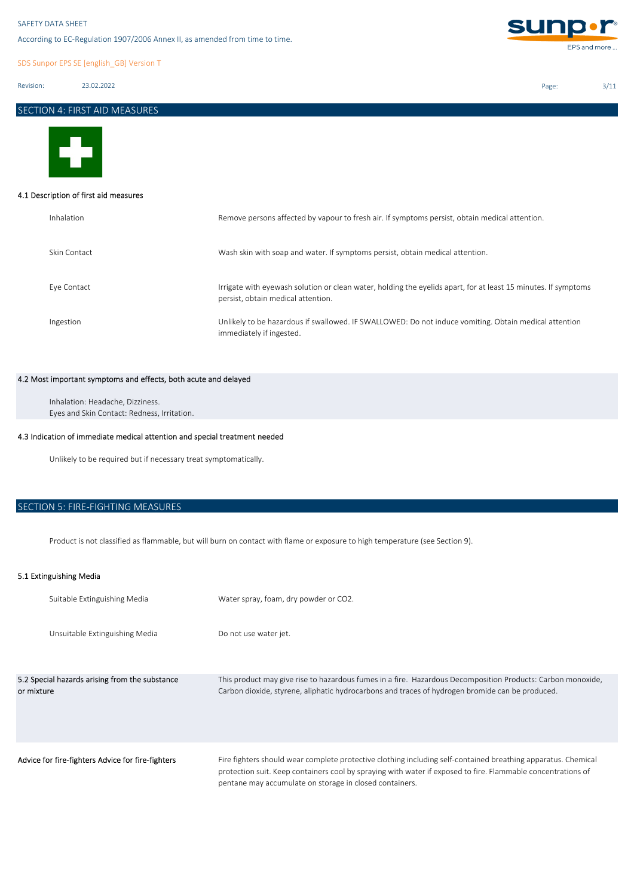## SECTION 4: FIRST AID MEASURES

### 4.1 Description of first aid measures

| | |
|---|---|
| Inhalation | Remove persons affected by vapour to fresh air. If symptoms persist, obtain medical attention. |
| Skin Contact | Wash skin with soap and water. If symptoms persist, obtain medical attention. |
| Eye Contact | Irrigate with eyewash solution or clean water, holding the eyelids apart, for at least 15 minutes. If symptoms persist, obtain medical attention. |
| Ingestion | Unlikely to be hazardous if swallowed. IF SWALLOWED: Do not induce vomiting. Obtain medical attention immediately if ingested. |

### 4.2 Most important symptoms and effects, both acute and delayed

Inhalation: Headache, Dizziness.
Eyes and Skin Contact: Redness, Irritation.

### 4.3 Indication of immediate medical attention and special treatment needed

Unlikely to be required but if necessary treat symptomatically.

## SECTION 5: FIRE-FIGHTING MEASURES

Product is not classified as flammable, but will burn on contact with flame or exposure to high temperature (see Section 9).

### 5.1 Extinguishing Media

| | |
|---|---|
| Suitable Extinguishing Media | Water spray, foam, dry powder or $CO_2$. |
| Unsuitable Extinguishing Media | Do not use water jet. |

| | |
|---|---|
| 5.2 Special hazards arising from the substance or mixture | This product may give rise to hazardous fumes in a fire. Hazardous Decomposition Products: Carbon monoxide, Carbon dioxide, styrene, aliphatic hydrocarbons and traces of hydrogen bromide can be produced. |
| Advice for fire-fighters Advice for fire-fighters | Fire fighters should wear complete protective clothing including self-contained breathing apparatus. Chemical protection suit. Keep containers cool by spraying with water if exposed to fire. Flammable concentrations of pentane may accumulate on storage in closed containers. |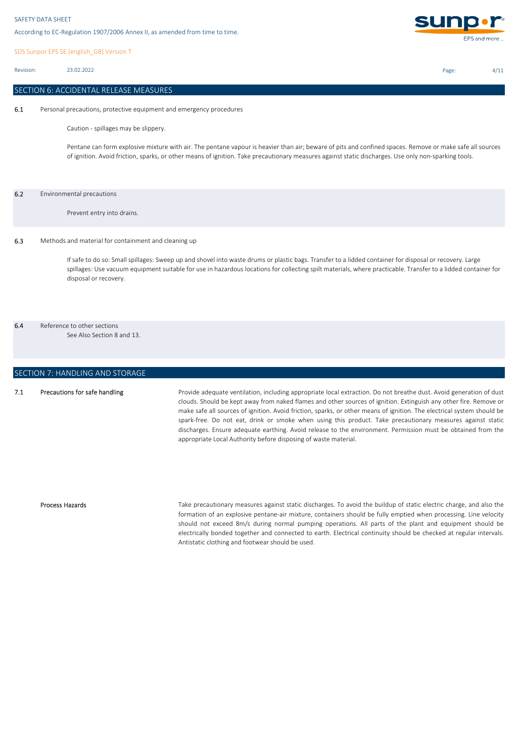## SECTION 6: ACCIDENTAL RELEASE MEASURES

**6.1** Personal precautions, protective equipment and emergency procedures

Caution - spillages may be slippery.

Pentane can form explosive mixture with air. The pentane vapour is heavier than air; beware of pits and confined spaces. Remove or make safe all sources of ignition. Avoid friction, sparks, or other means of ignition. Take precautionary measures against static discharges. Use only non-sparking tools.

**6.2** Environmental precautions

Prevent entry into drains.

**6.3** Methods and material for containment and cleaning up

If safe to do so: Small spillages: Sweep up and shovel into waste drums or plastic bags. Transfer to a lidded container for disposal or recovery. Large spillages: Use vacuum equipment suitable for use in hazardous locations for collecting spilt materials, where practicable. Transfer to a lidded container for disposal or recovery.

**6.4** Reference to other sections

See Also Section 8 and 13.

## SECTION 7: HANDLING AND STORAGE

**7.1** **Precautions for safe handling**

Provide adequate ventilation, including appropriate local extraction. Do not breathe dust. Avoid generation of dust clouds. Should be kept away from naked flames and other sources of ignition. Extinguish any other fire. Remove or make safe all sources of ignition. Avoid friction, sparks, or other means of ignition. The electrical system should be spark-free. Do not eat, drink or smoke when using this product. Take precautionary measures against static discharges. Ensure adequate earthing. Avoid release to the environment. Permission must be obtained from the appropriate Local Authority before disposing of waste material.

**Process Hazards**

Take precautionary measures against static discharges. To avoid the buildup of static electric charge, and also the formation of an explosive pentane-air mixture, containers should be fully emptied when processing. Line velocity should not exceed 8m/s during normal pumping operations. All parts of the plant and equipment should be electrically bonded together and connected to earth. Electrical continuity should be checked at regular intervals. Antistatic clothing and footwear should be used.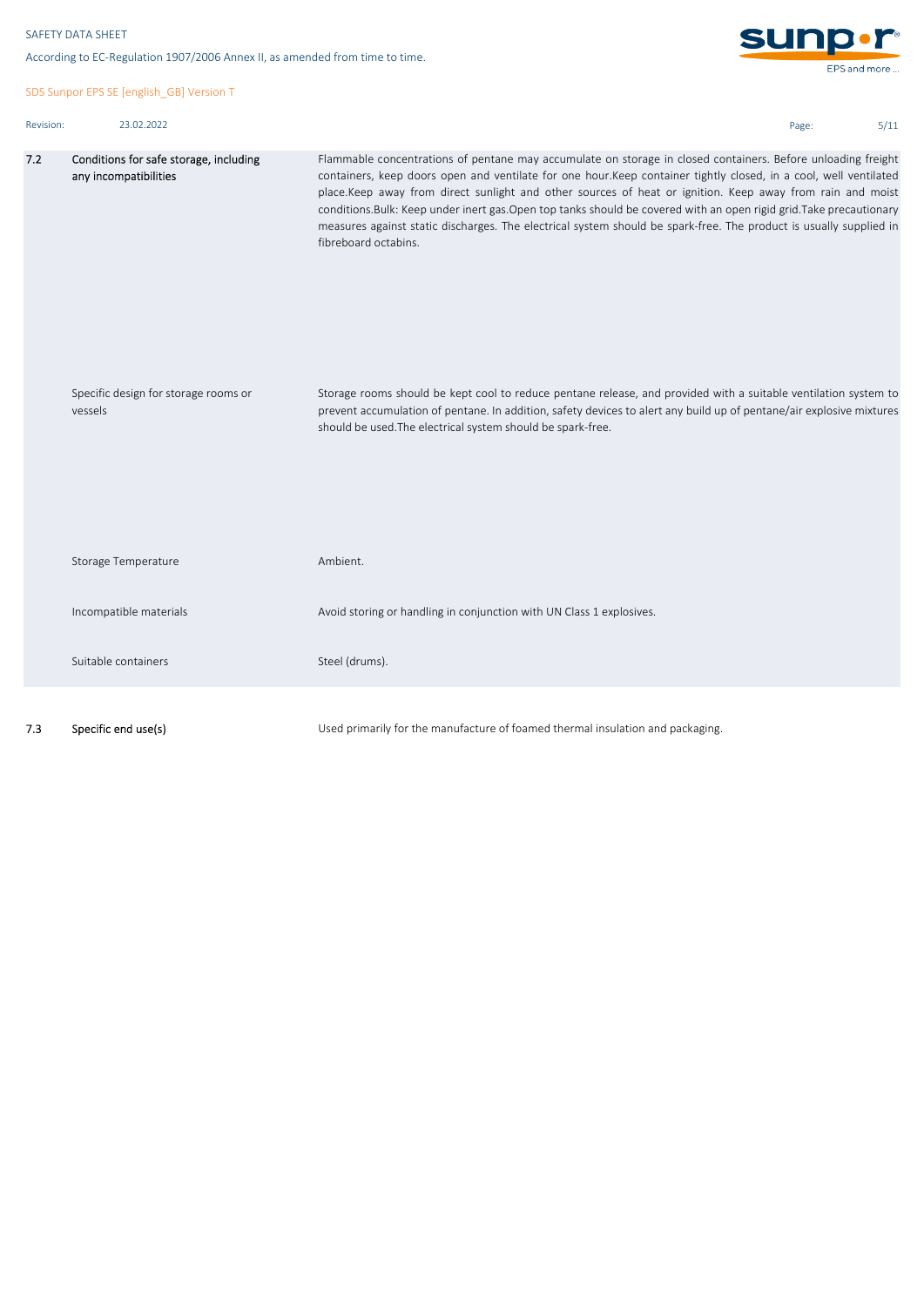| | | |
|---|---|---|
| 7.2 | Conditions for safe storage, including any incompatibilities | Flammable concentrations of pentane may accumulate on storage in closed containers. Before unloading freight containers, keep doors open and ventilate for one hour.Keep container tightly closed, in a cool, well ventilated place.Keep away from direct sunlight and other sources of heat or ignition. Keep away from rain and moist conditions.Bulk: Keep under inert gas.Open top tanks should be covered with an open rigid grid.Take precautionary measures against static discharges. The electrical system should be spark-free. The product is usually supplied in fibreboard octabins. |
| | Specific design for storage rooms or vessels | Storage rooms should be kept cool to reduce pentane release, and provided with a suitable ventilation system to prevent accumulation of pentane. In addition, safety devices to alert any build up of pentane/air explosive mixtures should be used.The electrical system should be spark-free. |
| | Storage Temperature | Ambient. |
| | Incompatible materials | Avoid storing or handling in conjunction with UN Class 1 explosives. |
| | Suitable containers | Steel (drums). |

| | | |
|---|---|---|
| 7.3 | **Specific end use(s)** | Used primarily for the manufacture of foamed thermal insulation and packaging. |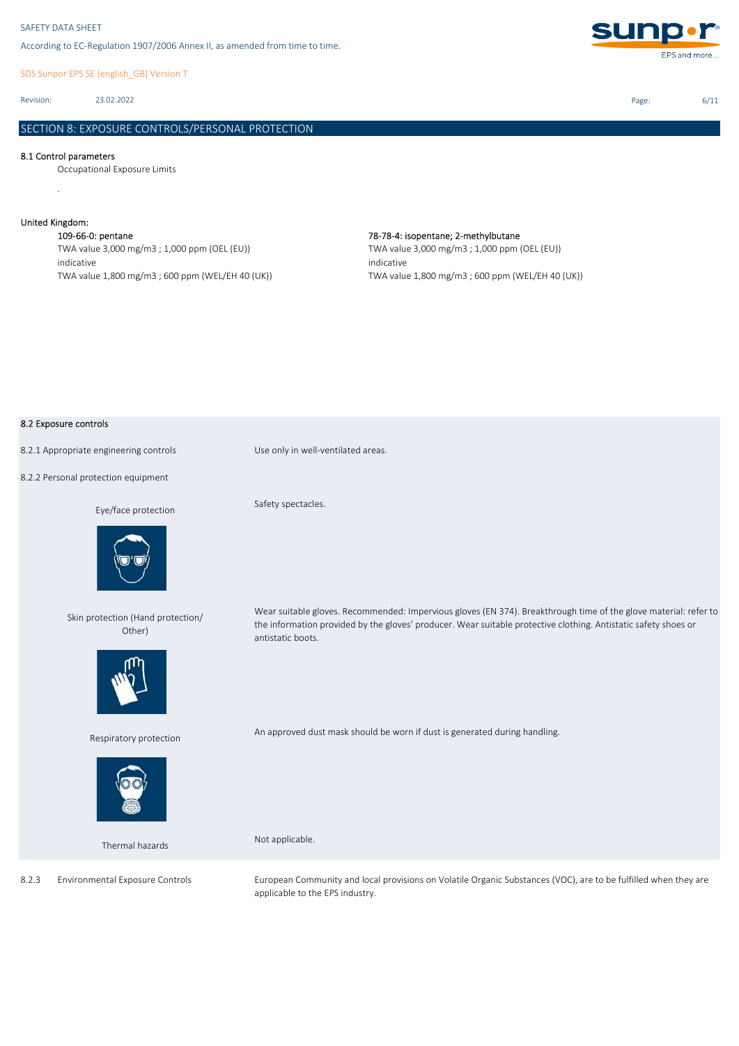## SECTION 8: EXPOSURE CONTROLS/PERSONAL PROTECTION

### 8.1 Control parameters

Occupational Exposure Limits

.

**United Kingdom:**

109-66-0: pentane
TWA value 3,000 mg/m3 ; 1,000 ppm (OEL (EU))
indicative
TWA value 1,800 mg/m3 ; 600 ppm (WEL/EH 40 (UK))

78-78-4: isopentane; 2-methylbutane
TWA value 3,000 mg/m3 ; 1,000 ppm (OEL (EU))
indicative
TWA value 1,800 mg/m3 ; 600 ppm (WEL/EH 40 (UK))

### 8.2 Exposure controls

| | |
|---|---|
| 8.2.1 Appropriate engineering controls | Use only in well-ventilated areas. |
| 8.2.2 Personal protection equipment | |
| Eye/face protection | Safety spectacles. |
| Skin protection (Hand protection/ Other) | Wear suitable gloves. Recommended: Impervious gloves (EN 374). Breakthrough time of the glove material: refer to the information provided by the gloves' producer. Wear suitable protective clothing. Antistatic safety shoes or antistatic boots. |
| Respiratory protection | An approved dust mask should be worn if dust is generated during handling. |
| Thermal hazards | Not applicable. |
| 8.2.3 Environmental Exposure Controls | European Community and local provisions on Volatile Organic Substances (VOC), are to be fulfilled when they are applicable to the EPS industry. |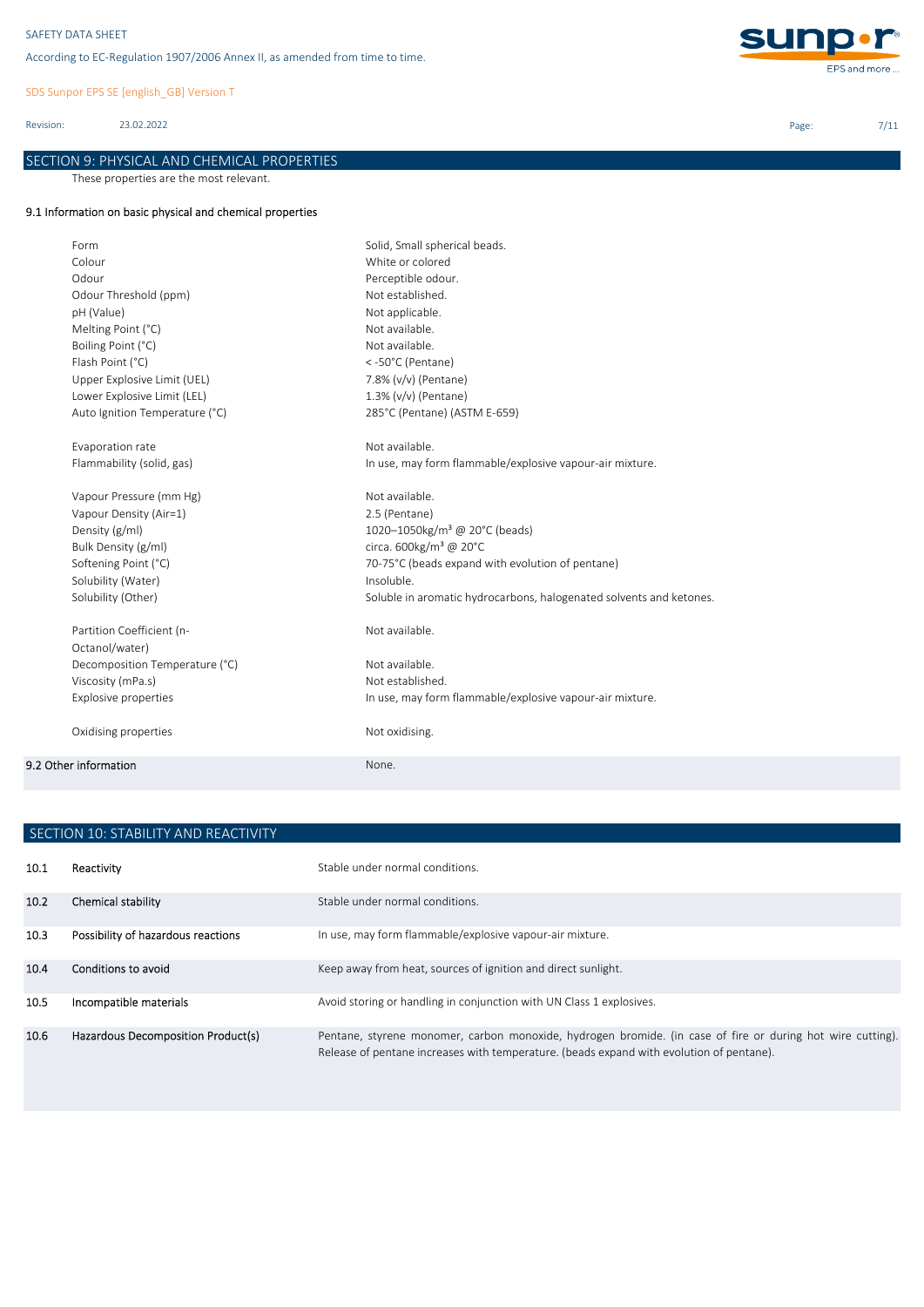## SECTION 9: PHYSICAL AND CHEMICAL PROPERTIES

These properties are the most relevant.

### 9.1 Information on basic physical and chemical properties

| | |
|---|---|
| Form | Solid, Small spherical beads. |
| Colour | White or colored |
| Odour | Perceptible odour. |
| Odour Threshold (ppm) | Not established. |
| pH (Value) | Not applicable. |
| Melting Point (°C) | Not available. |
| Boiling Point (°C) | Not available. |
| Flash Point (°C) | < -50°C (Pentane) |
| Upper Explosive Limit (UEL) | 7.8% (v/v) (Pentane) |
| Lower Explosive Limit (LEL) | 1.3% (v/v) (Pentane) |
| Auto Ignition Temperature (°C) | 285°C (Pentane) (ASTM E-659) |
| Evaporation rate | Not available. |
| Flammability (solid, gas) | In use, may form flammable/explosive vapour-air mixture. |
| Vapour Pressure (mm Hg) | Not available. |
| Vapour Density (Air=1) | 2.5 (Pentane) |
| Density (g/ml) | 1020–1050kg/m³ @ 20°C (beads) |
| Bulk Density (g/ml) | circa. 600kg/m³ @ 20°C |
| Softening Point (°C) | 70-75°C (beads expand with evolution of pentane) |
| Solubility (Water) | Insoluble. |
| Solubility (Other) | Soluble in aromatic hydrocarbons, halogenated solvents and ketones. |
| Partition Coefficient (n-Octanol/water) | Not available. |
| Decomposition Temperature (°C) | Not available. |
| Viscosity (mPa.s) | Not established. |
| Explosive properties | In use, may form flammable/explosive vapour-air mixture. |
| Oxidising properties | Not oxidising. |

### 9.2 Other information

None.

## SECTION 10: STABILITY AND REACTIVITY

| | | |
|---|---|---|
| 10.1 | Reactivity | Stable under normal conditions. |
| 10.2 | Chemical stability | Stable under normal conditions. |
| 10.3 | Possibility of hazardous reactions | In use, may form flammable/explosive vapour-air mixture. |
| 10.4 | Conditions to avoid | Keep away from heat, sources of ignition and direct sunlight. |
| 10.5 | Incompatible materials | Avoid storing or handling in conjunction with UN Class 1 explosives. |
| 10.6 | Hazardous Decomposition Product(s) | Pentane, styrene monomer, carbon monoxide, hydrogen bromide. (in case of fire or during hot wire cutting). Release of pentane increases with temperature. (beads expand with evolution of pentane). |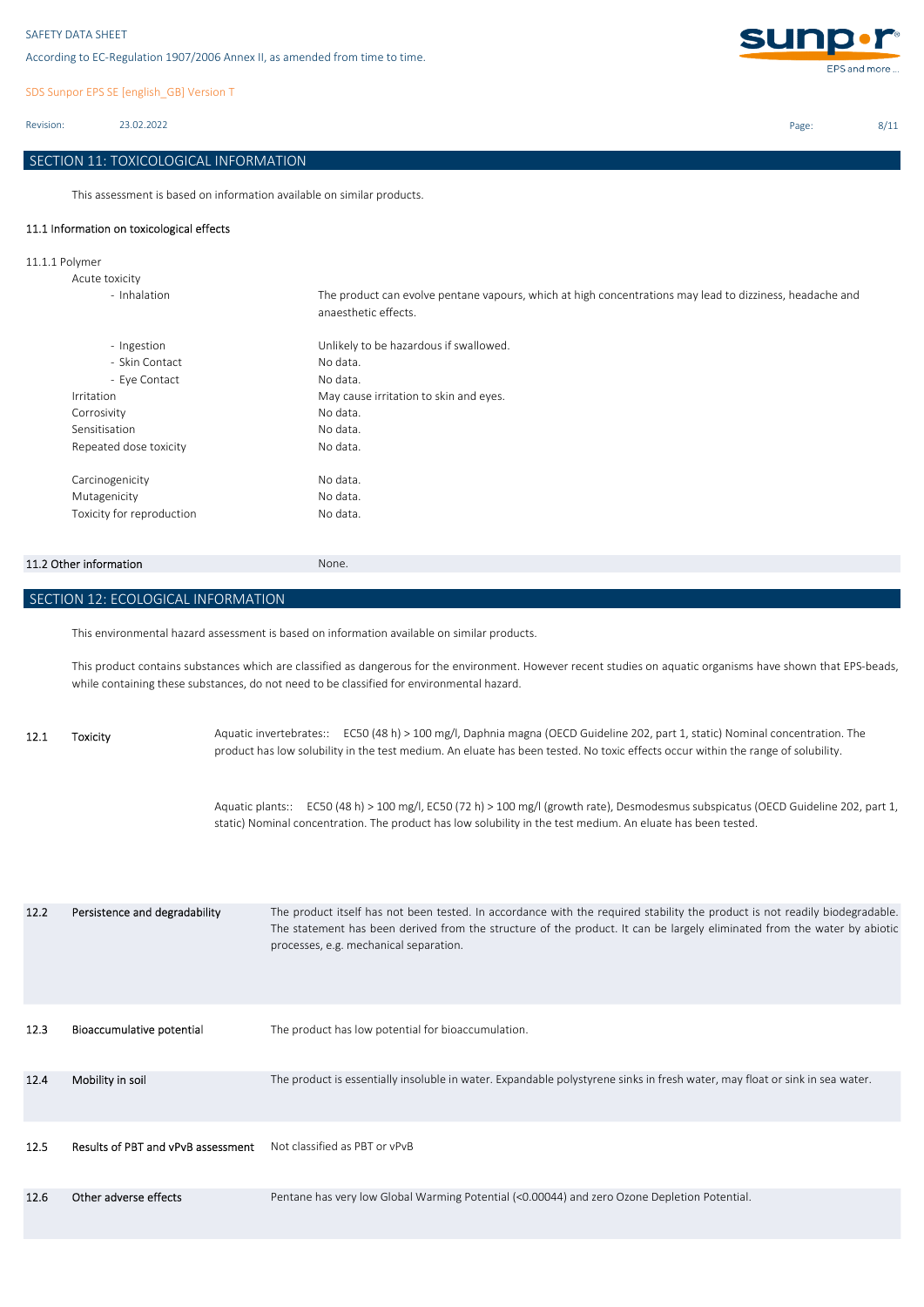## SECTION 11: TOXICOLOGICAL INFORMATION

This assessment is based on information available on similar products.

### 11.1 Information on toxicological effects

11.1.1 Polymer

| | |
|---|---|
| Acute toxicity | |
| - Inhalation | The product can evolve pentane vapours, which at high concentrations may lead to dizziness, headache and anaesthetic effects. |
| - Ingestion | Unlikely to be hazardous if swallowed. |
| - Skin Contact | No data. |
| - Eye Contact | No data. |
| Irritation | May cause irritation to skin and eyes. |
| Corrosivity | No data. |
| Sensitisation | No data. |
| Repeated dose toxicity | No data. |
| Carcinogenicity | No data. |
| Mutagenicity | No data. |
| Toxicity for reproduction | No data. |

### 11.2 Other information

None.

## SECTION 12: ECOLOGICAL INFORMATION

This environmental hazard assessment is based on information available on similar products.

This product contains substances which are classified as dangerous for the environment. However recent studies on aquatic organisms have shown that EPS-beads, while containing these substances, do not need to be classified for environmental hazard.

| | | |
|---|---|---|
| 12.1 | Toxicity | Aquatic invertebrates:: EC50 (48 h) > 100 mg/l, Daphnia magna (OECD Guideline 202, part 1, static) Nominal concentration. The product has low solubility in the test medium. An eluate has been tested. No toxic effects occur within the range of solubility.<br><br>Aquatic plants:: EC50 (48 h) > 100 mg/l, EC50 (72 h) > 100 mg/l (growth rate), Desmodesmus subspicatus (OECD Guideline 202, part 1, static) Nominal concentration. The product has low solubility in the test medium. An eluate has been tested. |
| 12.2 | Persistence and degradability | The product itself has not been tested. In accordance with the required stability the product is not readily biodegradable. The statement has been derived from the structure of the product. It can be largely eliminated from the water by abiotic processes, e.g. mechanical separation. |
| 12.3 | Bioaccumulative potential | The product has low potential for bioaccumulation. |
| 12.4 | Mobility in soil | The product is essentially insoluble in water. Expandable polystyrene sinks in fresh water, may float or sink in sea water. |
| 12.5 | Results of PBT and vPvB assessment | Not classified as PBT or vPvB |
| 12.6 | Other adverse effects | Pentane has very low Global Warming Potential (<0.00044) and zero Ozone Depletion Potential. |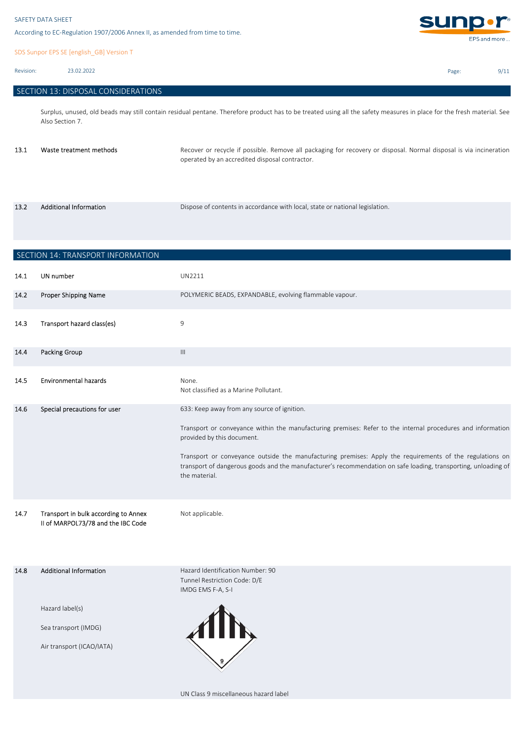## SECTION 13: DISPOSAL CONSIDERATIONS

Surplus, unused, old beads may still contain residual pentane. Therefore product has to be treated using all the safety measures in place for the fresh material. See Also Section 7.

| | | |
|---|---|---|
| 13.1 | Waste treatment methods | Recover or recycle if possible. Remove all packaging for recovery or disposal. Normal disposal is via incineration operated by an accredited disposal contractor. |
| 13.2 | Additional Information | Dispose of contents in accordance with local, state or national legislation. |

## SECTION 14: TRANSPORT INFORMATION

| | | |
|---|---|---|
| 14.1 | UN number | UN2211 |
| 14.2 | Proper Shipping Name | POLYMERIC BEADS, EXPANDABLE, evolving flammable vapour. |
| 14.3 | Transport hazard class(es) | 9 |
| 14.4 | Packing Group | III |
| 14.5 | Environmental hazards | None.<br>Not classified as a Marine Pollutant. |
| 14.6 | Special precautions for user | 633: Keep away from any source of ignition.<br><br>Transport or conveyance within the manufacturing premises: Refer to the internal procedures and information provided by this document.<br><br>Transport or conveyance outside the manufacturing premises: Apply the requirements of the regulations on transport of dangerous goods and the manufacturer's recommendation on safe loading, transporting, unloading of the material. |
| 14.7 | Transport in bulk according to Annex II of MARPOL73/78 and the IBC Code | Not applicable. |
| 14.8 | Additional Information | Hazard Identification Number: 90<br>Tunnel Restriction Code: D/E<br>IMDG EMS F-A, S-I |
| | Hazard label(s)<br>Sea transport (IMDG)<br>Air transport (ICAO/IATA) | UN Class 9 miscellaneous hazard label |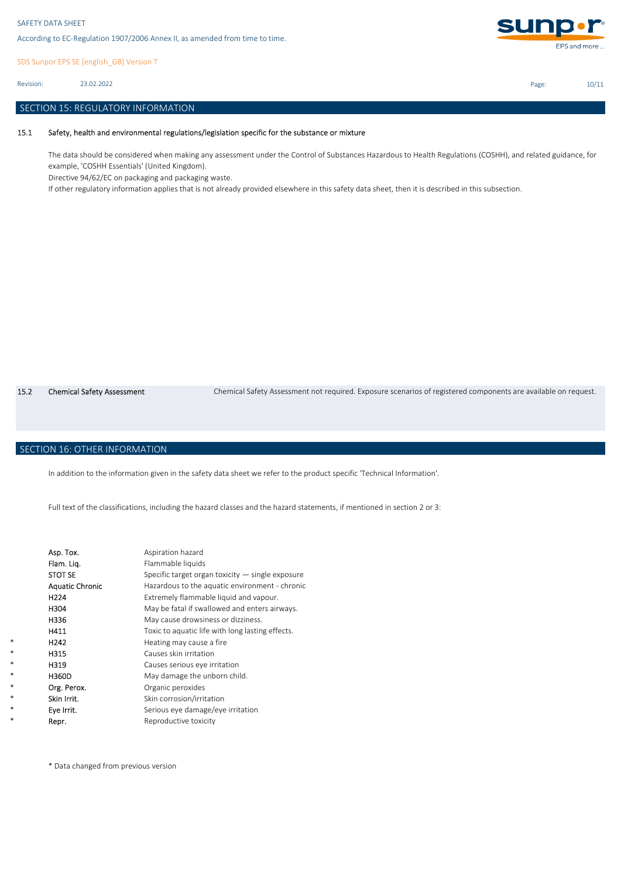## SECTION 15: REGULATORY INFORMATION

### 15.1 Safety, health and environmental regulations/legislation specific for the substance or mixture

The data should be considered when making any assessment under the Control of Substances Hazardous to Health Regulations (COSHH), and related guidance, for example, 'COSHH Essentials' (United Kingdom).

Directive 94/62/EC on packaging and packaging waste.

If other regulatory information applies that is not already provided elsewhere in this safety data sheet, then it is described in this subsection.

### 15.2 Chemical Safety Assessment

Chemical Safety Assessment not required. Exposure scenarios of registered components are available on request.

## SECTION 16: OTHER INFORMATION

In addition to the information given in the safety data sheet we refer to the product specific 'Technical Information'.

Full text of the classifications, including the hazard classes and the hazard statements, if mentioned in section 2 or 3:

| | | |
|---|---|---|
| | Asp. Tox. | Aspiration hazard |
| | Flam. Liq. | Flammable liquids |
| | STOT SE | Specific target organ toxicity — single exposure |
| | Aquatic Chronic | Hazardous to the aquatic environment - chronic |
| | H224 | Extremely flammable liquid and vapour. |
| | H304 | May be fatal if swallowed and enters airways. |
| | H336 | May cause drowsiness or dizziness. |
| | H411 | Toxic to aquatic life with long lasting effects. |
| * | H242 | Heating may cause a fire |
| * | H315 | Causes skin irritation |
| * | H319 | Causes serious eye irritation |
| * | H360D | May damage the unborn child. |
| * | Org. Perox. | Organic peroxides |
| * | Skin Irrit. | Skin corrosion/irritation |
| * | Eye Irrit. | Serious eye damage/eye irritation |
| * | Repr. | Reproductive toxicity |

* Data changed from previous version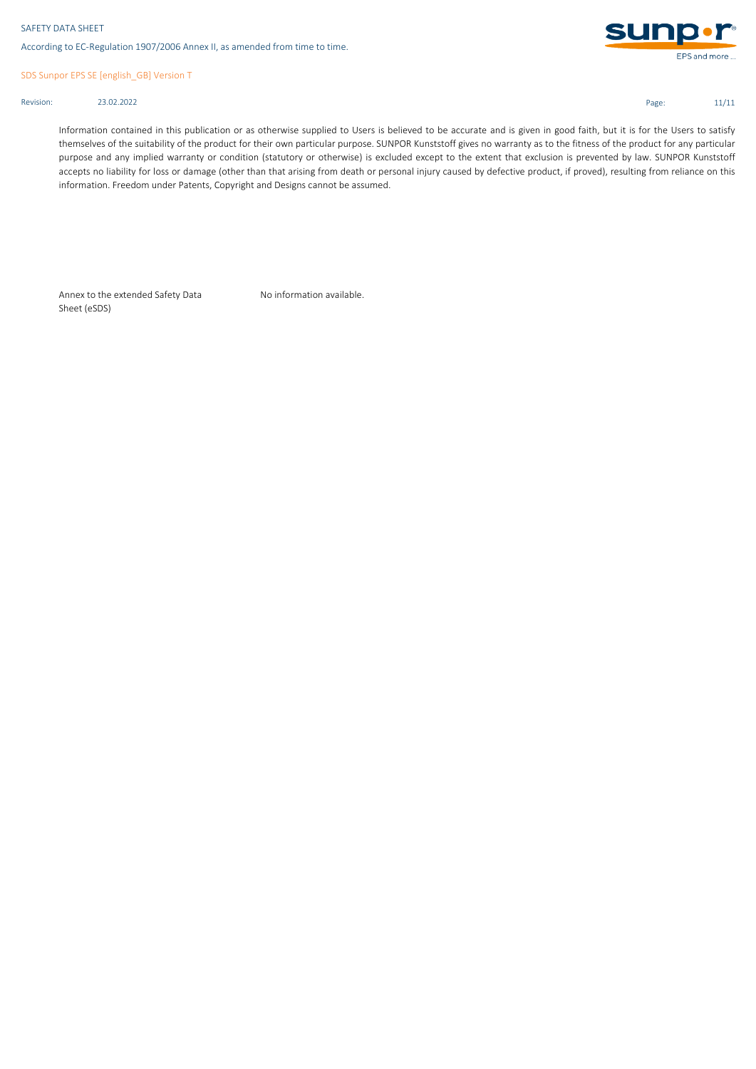Information contained in this publication or as otherwise supplied to Users is believed to be accurate and is given in good faith, but it is for the Users to satisfy themselves of the suitability of the product for their own particular purpose. SUNPOR Kunststoff gives no warranty as to the fitness of the product for any particular purpose and any implied warranty or condition (statutory or otherwise) is excluded except to the extent that exclusion is prevented by law. SUNPOR Kunststoff accepts no liability for loss or damage (other than that arising from death or personal injury caused by defective product, if proved), resulting from reliance on this information. Freedom under Patents, Copyright and Designs cannot be assumed.

| | |
|---|---|
| Annex to the extended Safety Data Sheet (eSDS) | No information available. |